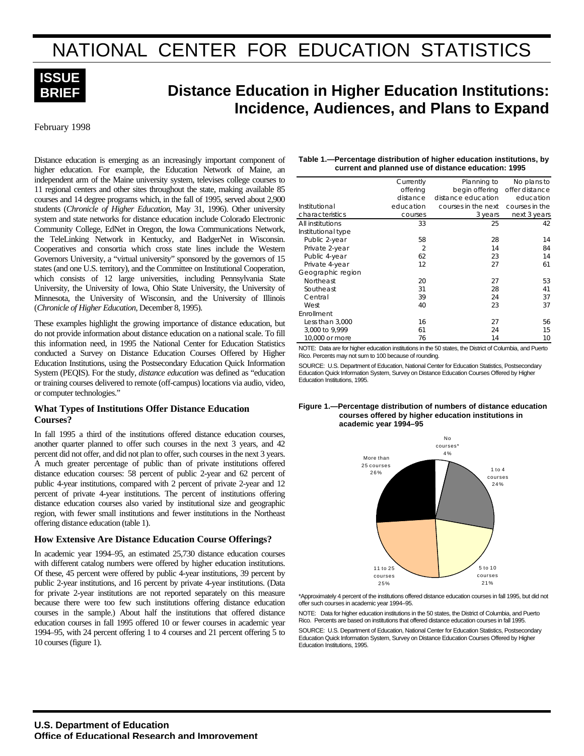// NATIONAL CENTER FOR EDUCATION STATISTICS

**ISSUE BRIEF**

# Distance Education in Higher Education Institutions: Incidence, Audiences, and Plans to Expand

February 1998

Distance education is emerging as an increasingly important component of higher education. For example, the Education Network of Maine, an independent arm of the Maine university system, televises college courses to 11 regional centers and other sites throughout the state, making available 85 courses and 14 degree programs which, in the fall of 1995, served about 2,900 students (*Chronicle of Higher Education*, May 31, 1996). Other university system and state networks for distance education include Colorado Electronic Community College, EdNet in Oregon, the Iowa Communications Network, the TeleLinking Network in Kentucky, and BadgerNet in Wisconsin. Cooperatives and consortia which cross state lines include the Western Governors University, a "virtual university" sponsored by the governors of 15 states (and one U.S. territory), and the Committee on Institutional Cooperation, which consists of 12 large universities, including Pennsylvania State University, the University of Iowa, Ohio State University, the University of Minnesota, the University of Wisconsin, and the University of Illinois (*Chronicle of Higher Education*, December 8, 1995).

These examples highlight the growing importance of distance education, but do not provide information about distance education on a national scale. To fill this information need, in 1995 the National Center for Education Statistics conducted a Survey on Distance Education Courses Offered by Higher Education Institutions, using the Postsecondary Education Quick Information System (PEQIS). For the study, *distance education* was defined as "education or training courses delivered to remote (off-campus) locations via audio, video, or computer technologies."

### What Types of Institutions Offer Distance Education Courses?

In fall 1995 a third of the institutions offered distance education courses, another quarter planned to offer such courses in the next 3 years, and 42 percent did not offer, and did not plan to offer, such courses in the next 3 years. A much greater percentage of public than of private institutions offered distance education courses: 58 percent of public 2-year and 62 percent of public 4-year institutions, compared with 2 percent of private 2-year and 12 percent of private 4-year institutions. The percent of institutions offering distance education courses also varied by institutional size and geographic region, with fewer small institutions and fewer institutions in the Northeast offering distance education (table 1).

### How Extensive Are Distance Education Course Offerings?

In academic year 1994–95, an estimated 25,730 distance education courses with different catalog numbers were offered by higher education institutions. Of these, 45 percent were offered by public 4-year institutions, 39 percent by public 2-year institutions, and 16 percent by private 4-year institutions. (Data for private 2-year institutions are not reported separately on this measure because there were too few such institutions offering distance education courses in the sample.) About half the institutions that offered distance education courses in fall 1995 offered 10 or fewer courses in academic year 1994–95, with 24 percent offering 1 to 4 courses and 21 percent offering 5 to 10 courses (figure 1).

**Table 1.—Percentage distribution of higher education institutions, by current and planned use of distance education: 1995**

| Institutional characteristics | Currently offering distance education courses | Planning to begin offering distance education courses in the next 3 years | No plans to offer distance education courses in the next 3 years |
|---|---|---|---|
| All institutions | 33 | 25 | 42 |
| Institutional type | | | |
| Public 2-year | 58 | 28 | 14 |
| Private 2-year | 2 | 14 | 84 |
| Public 4-year | 62 | 23 | 14 |
| Private 4-year | 12 | 27 | 61 |
| Geographic region | | | |
| Northeast | 20 | 27 | 53 |
| Southeast | 31 | 28 | 41 |
| Central | 39 | 24 | 37 |
| West | 40 | 23 | 37 |
| Enrollment | | | |
| Less than 3,000 | 16 | 27 | 56 |
| 3,000 to 9,999 | 61 | 24 | 15 |
| 10,000 or more | 76 | 14 | 10 |

NOTE: Data are for higher education institutions in the 50 states, the District of Columbia, and Puerto Rico. Percents may not sum to 100 because of rounding.

SOURCE: U.S. Department of Education, National Center for Education Statistics, Postsecondary Education Quick Information System, Survey on Distance Education Courses Offered by Higher Education Institutions, 1995.

**Figure 1.—Percentage distribution of numbers of distance education courses offered by higher education institutions in academic year 1994–95**

| Number of courses | Percent |
|---|---|
| No courses* | 4% |
| 1 to 4 courses | 24% |
| 5 to 10 courses | 21% |
| 11 to 25 courses | 25% |
| More than 25 courses | 26% |

*Approximately 4 percent of the institutions offered distance education courses in fall 1995, but did not offer such courses in academic year 1994–95.

NOTE: Data for higher education institutions in the 50 states, the District of Columbia, and Puerto Rico. Percents are based on institutions that offered distance education courses in fall 1995.

SOURCE: U.S. Department of Education, National Center for Education Statistics, Postsecondary Education Quick Information System, Survey on Distance Education Courses Offered by Higher Education Institutions, 1995.

**U.S. Department of Education**
**Office of Educational Research and Improvement**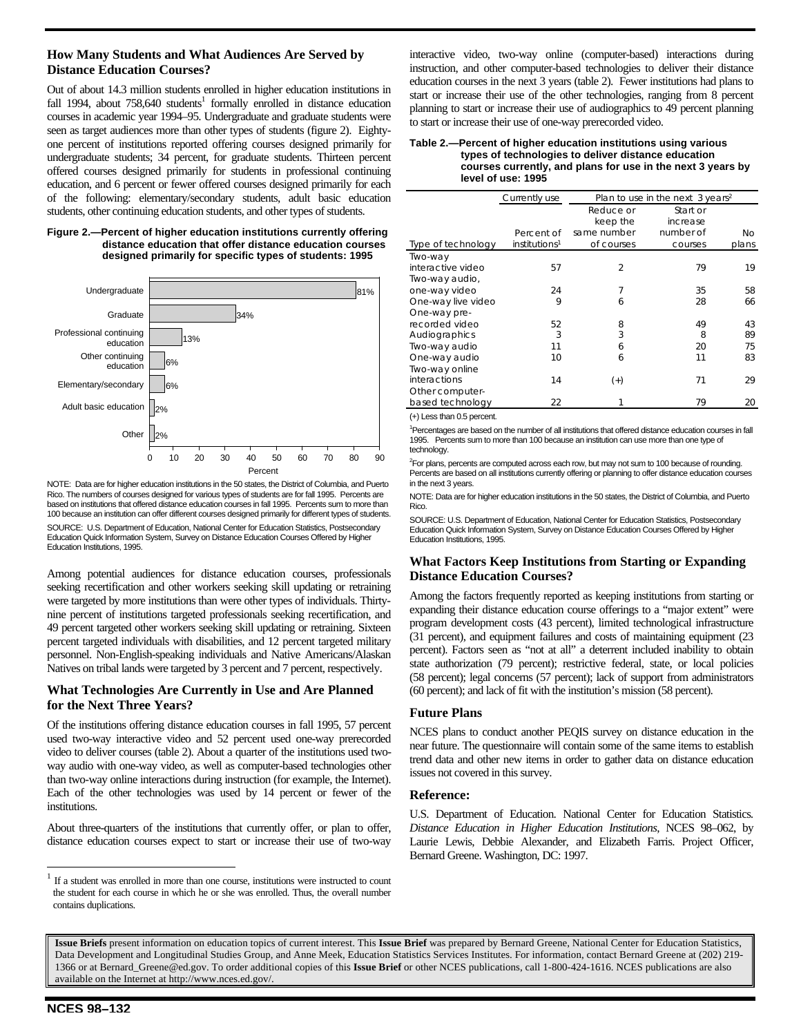## How Many Students and What Audiences Are Served by Distance Education Courses?

Out of about 14.3 million students enrolled in higher education institutions in fall 1994, about 758,640 students[1] formally enrolled in distance education courses in academic year 1994–95. Undergraduate and graduate students were seen as target audiences more than other types of students (figure 2). Eighty-one percent of institutions reported offering courses designed primarily for undergraduate students; 34 percent, for graduate students. Thirteen percent offered courses designed primarily for students in professional continuing education, and 6 percent or fewer offered courses designed primarily for each of the following: elementary/secondary students, adult basic education students, other continuing education students, and other types of students.

**Figure 2.—Percent of higher education institutions currently offering distance education that offer distance education courses designed primarily for specific types of students: 1995**

Undergraduate 81%
Graduate 34%
Professional continuing education 13%
Other continuing education 6%
Elementary/secondary 6%
Adult basic education 2%
Other 2%

0 10 20 30 40 50 60 70 80 90
Percent

NOTE: Data are for higher education institutions in the 50 states, the District of Columbia, and Puerto Rico. The numbers of courses designed for various types of students are for fall 1995. Percents are based on institutions that offered distance education courses in fall 1995. Percents sum to more than 100 because an institution can offer different courses designed primarily for different types of students.

SOURCE: U.S. Department of Education, National Center for Education Statistics, Postsecondary Education Quick Information System, Survey on Distance Education Courses Offered by Higher Education Institutions, 1995.

Among potential audiences for distance education courses, professionals seeking recertification and other workers seeking skill updating or retraining were targeted by more institutions than were other types of individuals. Thirty-nine percent of institutions targeted professionals seeking recertification, and 49 percent targeted other workers seeking skill updating or retraining. Sixteen percent targeted individuals with disabilities, and 12 percent targeted military personnel. Non-English-speaking individuals and Native Americans/Alaskan Natives on tribal lands were targeted by 3 percent and 7 percent, respectively.

## What Technologies Are Currently in Use and Are Planned for the Next Three Years?

Of the institutions offering distance education courses in fall 1995, 57 percent used two-way interactive video and 52 percent used one-way prerecorded video to deliver courses (table 2). About a quarter of the institutions used two-way audio with one-way video, as well as computer-based technologies other than two-way online interactions during instruction (for example, the Internet). Each of the other technologies was used by 14 percent or fewer of the institutions.

About three-quarters of the institutions that currently offer, or plan to offer, distance education courses expect to start or increase their use of two-way interactive video, two-way online (computer-based) interactions during instruction, and other computer-based technologies to deliver their distance education courses in the next 3 years (table 2). Fewer institutions had plans to start or increase their use of the other technologies, ranging from 8 percent planning to start or increase their use of audiographics to 49 percent planning to start or increase their use of one-way prerecorded video.

**Table 2.—Percent of higher education institutions using various types of technologies to deliver distance education courses currently, and plans for use in the next 3 years by level of use: 1995**

| | Currently use | Plan to use in the next 3 years[2] | | |
|---|---|---|---|---|
| Type of technology | Percent of institutions[1] | Reduce or keep the same number of courses | Start or increase number of courses | No plans |
| Two-way interactive video | 57 | 2 | 79 | 19 |
| Two-way audio, one-way video | 24 | 7 | 35 | 58 |
| One-way live video | 9 | 6 | 28 | 66 |
| One-way pre-recorded video | 52 | 8 | 49 | 43 |
| Audiographics | 3 | 3 | 8 | 89 |
| Two-way audio | 11 | 6 | 20 | 75 |
| One-way audio | 10 | 6 | 11 | 83 |
| Two-way online interactions | 14 | (+) | 71 | 29 |
| Other computer-based technology | 22 | 1 | 79 | 20 |

(+) Less than 0.5 percent.

[1]Percentages are based on the number of all institutions that offered distance education courses in fall 1995. Percents sum to more than 100 because an institution can use more than one type of technology.

[2]For plans, percents are computed across each row, but may not sum to 100 because of rounding. Percents are based on all institutions currently offering or planning to offer distance education courses in the next 3 years.

NOTE: Data are for higher education institutions in the 50 states, the District of Columbia, and Puerto Rico.

SOURCE: U.S. Department of Education, National Center for Education Statistics, Postsecondary Education Quick Information System, Survey on Distance Education Courses Offered by Higher Education Institutions, 1995.

## What Factors Keep Institutions from Starting or Expanding Distance Education Courses?

Among the factors frequently reported as keeping institutions from starting or expanding their distance education course offerings to a "major extent" were program development costs (43 percent), limited technological infrastructure (31 percent), and equipment failures and costs of maintaining equipment (23 percent). Factors seen as "not at all" a deterrent included inability to obtain state authorization (79 percent); restrictive federal, state, or local policies (58 percent); legal concerns (57 percent); lack of support from administrators (60 percent); and lack of fit with the institution's mission (58 percent).

## Future Plans

NCES plans to conduct another PEQIS survey on distance education in the near future. The questionnaire will contain some of the same items to establish trend data and other new items in order to gather data on distance education issues not covered in this survey.

## Reference:

U.S. Department of Education. National Center for Education Statistics. *Distance Education in Higher Education Institutions*, NCES 98–062, by Laurie Lewis, Debbie Alexander, and Elizabeth Farris. Project Officer, Bernard Greene. Washington, DC: 1997.

[1] If a student was enrolled in more than one course, institutions were instructed to count the student for each course in which he or she was enrolled. Thus, the overall number contains duplications.

**Issue Briefs** present information on education topics of current interest. This **Issue Brief** was prepared by Bernard Greene, National Center for Education Statistics, Data Development and Longitudinal Studies Group, and Anne Meek, Education Statistics Services Institutes. For information, contact Bernard Greene at (202) 219-1366 or at Bernard_Greene@ed.gov. To order additional copies of this **Issue Brief** or other NCES publications, call 1-800-424-1616. NCES publications are also available on the Internet at http://www.nces.ed.gov/.

**NCES 98–132**